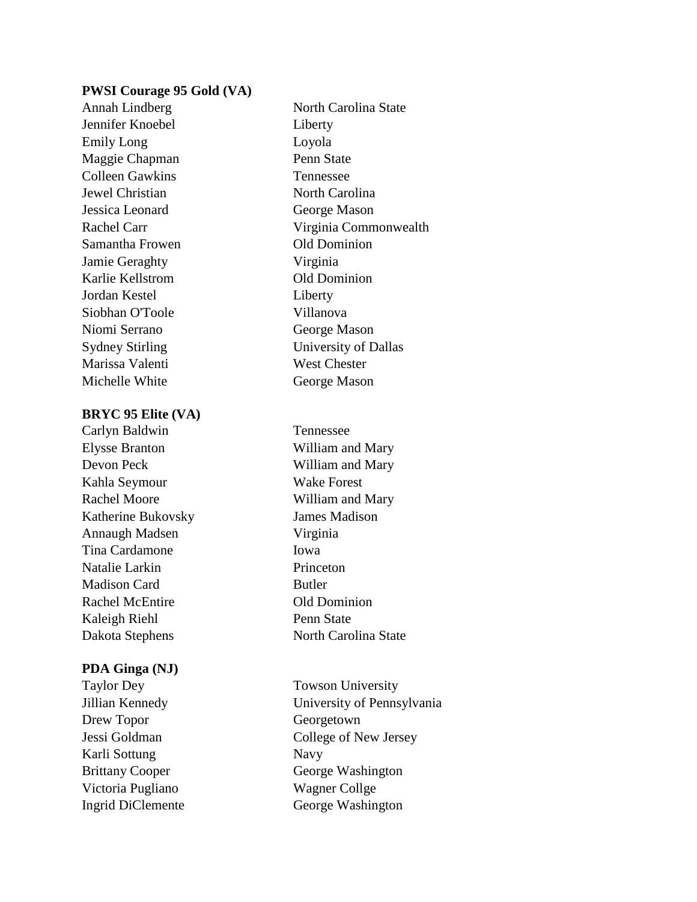**PWSI Courage 95 Gold (VA)**

| | |
|---|---|
| Annah Lindberg | North Carolina State |
| Jennifer Knoebel | Liberty |
| Emily Long | Loyola |
| Maggie Chapman | Penn State |
| Colleen Gawkins | Tennessee |
| Jewel Christian | North Carolina |
| Jessica Leonard | George Mason |
| Rachel Carr | Virginia Commonwealth |
| Samantha Frowen | Old Dominion |
| Jamie Geraghty | Virginia |
| Karlie Kellstrom | Old Dominion |
| Jordan Kestel | Liberty |
| Siobhan O'Toole | Villanova |
| Niomi Serrano | George Mason |
| Sydney Stirling | University of Dallas |
| Marissa Valenti | West Chester |
| Michelle White | George Mason |

**BRYC 95 Elite (VA)**

| | |
|---|---|
| Carlyn Baldwin | Tennessee |
| Elysse Branton | William and Mary |
| Devon Peck | William and Mary |
| Kahla Seymour | Wake Forest |
| Rachel Moore | William and Mary |
| Katherine Bukovsky | James Madison |
| Annaugh Madsen | Virginia |
| Tina Cardamone | Iowa |
| Natalie Larkin | Princeton |
| Madison Card | Butler |
| Rachel McEntire | Old Dominion |
| Kaleigh Riehl | Penn State |
| Dakota Stephens | North Carolina State |

**PDA Ginga (NJ)**

| | |
|---|---|
| Taylor Dey | Towson University |
| Jillian Kennedy | University of Pennsylvania |
| Drew Topor | Georgetown |
| Jessi Goldman | College of New Jersey |
| Karli Sottung | Navy |
| Brittany Cooper | George Washington |
| Victoria Pugliano | Wagner Collge |
| Ingrid DiClemente | George Washington |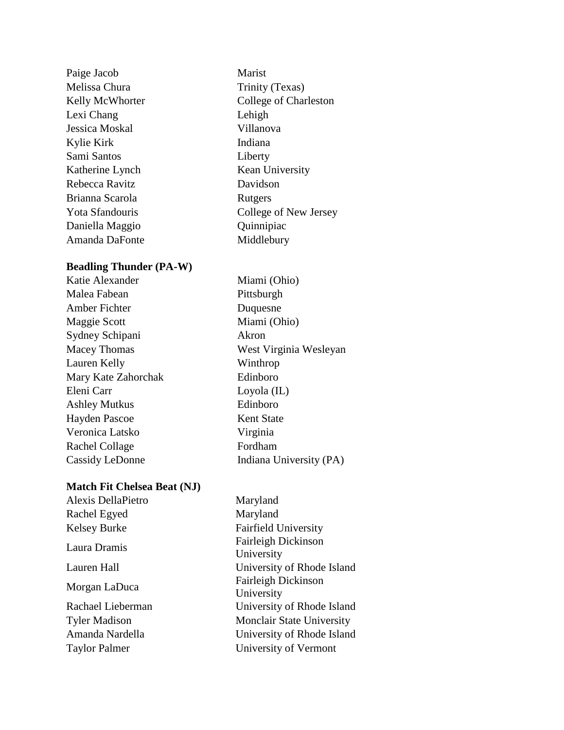| | |
|---|---|
| Paige Jacob | Marist |
| Melissa Chura | Trinity (Texas) |
| Kelly McWhorter | College of Charleston |
| Lexi Chang | Lehigh |
| Jessica Moskal | Villanova |
| Kylie Kirk | Indiana |
| Sami Santos | Liberty |
| Katherine Lynch | Kean University |
| Rebecca Ravitz | Davidson |
| Brianna Scarola | Rutgers |
| Yota Sfandouris | College of New Jersey |
| Daniella Maggio | Quinnipiac |
| Amanda DaFonte | Middlebury |

**Beadling Thunder (PA-W)**

| | |
|---|---|
| Katie Alexander | Miami (Ohio) |
| Malea Fabean | Pittsburgh |
| Amber Fichter | Duquesne |
| Maggie Scott | Miami (Ohio) |
| Sydney Schipani | Akron |
| Macey Thomas | West Virginia Wesleyan |
| Lauren Kelly | Winthrop |
| Mary Kate Zahorchak | Edinboro |
| Eleni Carr | Loyola (IL) |
| Ashley Mutkus | Edinboro |
| Hayden Pascoe | Kent State |
| Veronica Latsko | Virginia |
| Rachel Collage | Fordham |
| Cassidy LeDonne | Indiana University (PA) |

**Match Fit Chelsea Beat (NJ)**

| | |
|---|---|
| Alexis DellaPietro | Maryland |
| Rachel Egyed | Maryland |
| Kelsey Burke | Fairfield University |
| Laura Dramis | Fairleigh Dickinson University |
| Lauren Hall | University of Rhode Island |
| Morgan LaDuca | Fairleigh Dickinson University |
| Rachael Lieberman | University of Rhode Island |
| Tyler Madison | Monclair State University |
| Amanda Nardella | University of Rhode Island |
| Taylor Palmer | University of Vermont |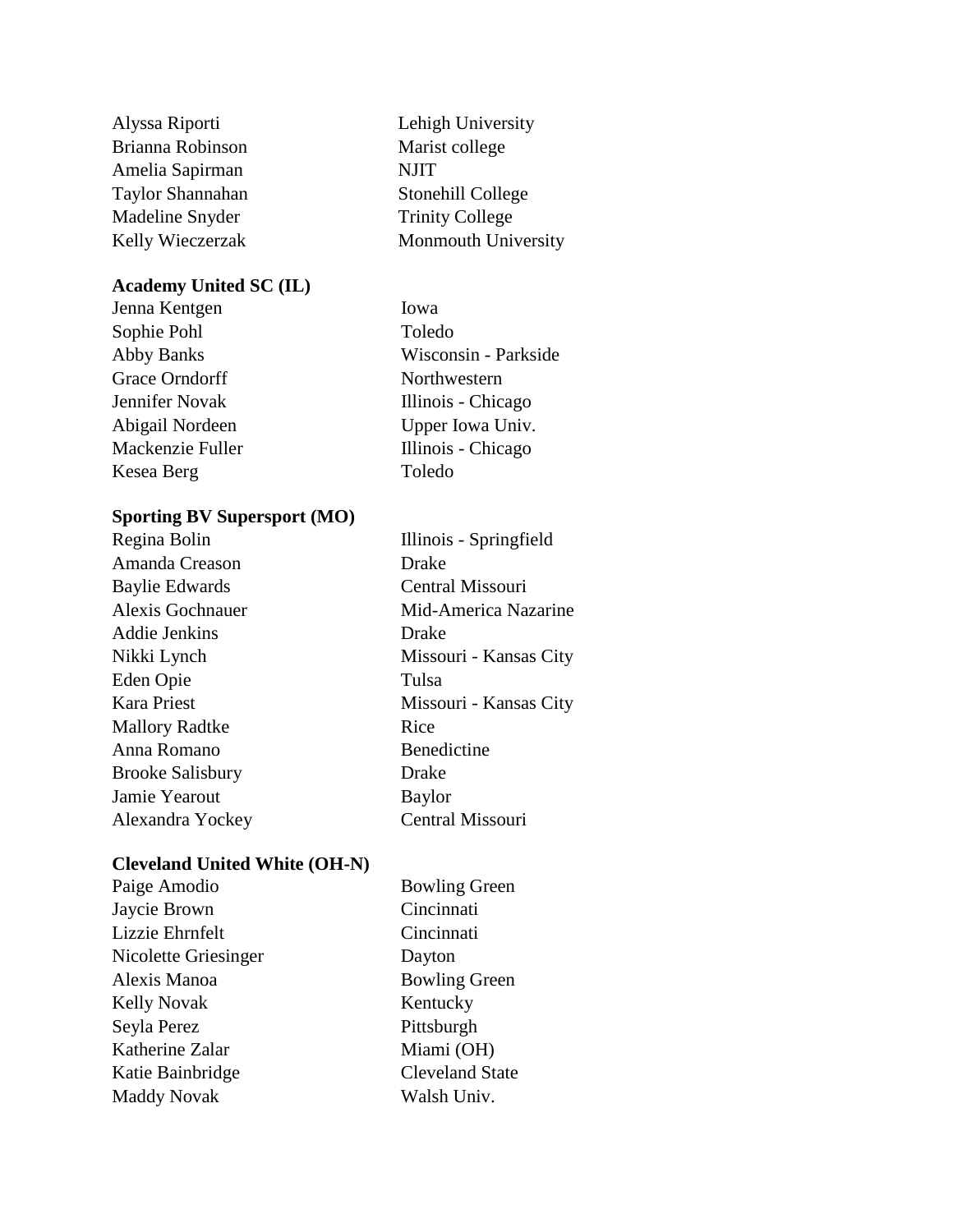| | |
|---|---|
| Alyssa Riporti | Lehigh University |
| Brianna Robinson | Marist college |
| Amelia Sapirman | NJIT |
| Taylor Shannahan | Stonehill College |
| Madeline Snyder | Trinity College |
| Kelly Wieczerzak | Monmouth University |

**Academy United SC (IL)**

| | |
|---|---|
| Jenna Kentgen | Iowa |
| Sophie Pohl | Toledo |
| Abby Banks | Wisconsin - Parkside |
| Grace Orndorff | Northwestern |
| Jennifer Novak | Illinois - Chicago |
| Abigail Nordeen | Upper Iowa Univ. |
| Mackenzie Fuller | Illinois - Chicago |
| Kesea Berg | Toledo |

**Sporting BV Supersport (MO)**

| | |
|---|---|
| Regina Bolin | Illinois - Springfield |
| Amanda Creason | Drake |
| Baylie Edwards | Central Missouri |
| Alexis Gochnauer | Mid-America Nazarine |
| Addie Jenkins | Drake |
| Nikki Lynch | Missouri - Kansas City |
| Eden Opie | Tulsa |
| Kara Priest | Missouri - Kansas City |
| Mallory Radtke | Rice |
| Anna Romano | Benedictine |
| Brooke Salisbury | Drake |
| Jamie Yearout | Baylor |
| Alexandra Yockey | Central Missouri |

**Cleveland United White (OH-N)**

| | |
|---|---|
| Paige Amodio | Bowling Green |
| Jaycie Brown | Cincinnati |
| Lizzie Ehrnfelt | Cincinnati |
| Nicolette Griesinger | Dayton |
| Alexis Manoa | Bowling Green |
| Kelly Novak | Kentucky |
| Seyla Perez | Pittsburgh |
| Katherine Zalar | Miami (OH) |
| Katie Bainbridge | Cleveland State |
| Maddy Novak | Walsh Univ. |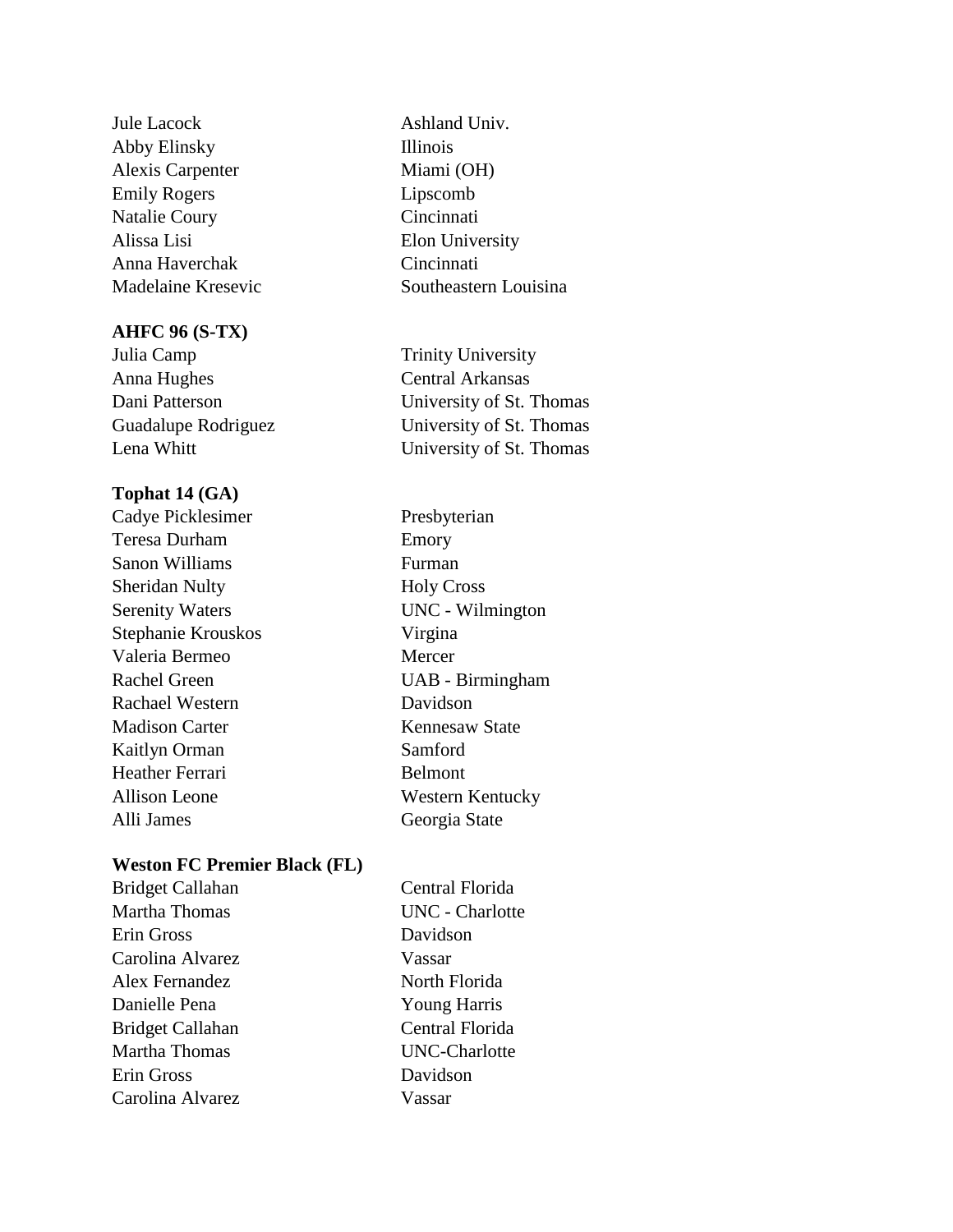| | |
|---|---|
| Jule Lacock | Ashland Univ. |
| Abby Elinsky | Illinois |
| Alexis Carpenter | Miami (OH) |
| Emily Rogers | Lipscomb |
| Natalie Coury | Cincinnati |
| Alissa Lisi | Elon University |
| Anna Haverchak | Cincinnati |
| Madelaine Kresevic | Southeastern Louisina |

**AHFC 96 (S-TX)**

| | |
|---|---|
| Julia Camp | Trinity University |
| Anna Hughes | Central Arkansas |
| Dani Patterson | University of St. Thomas |
| Guadalupe Rodriguez | University of St. Thomas |
| Lena Whitt | University of St. Thomas |

**Tophat 14 (GA)**

| | |
|---|---|
| Cadye Picklesimer | Presbyterian |
| Teresa Durham | Emory |
| Sanon Williams | Furman |
| Sheridan Nulty | Holy Cross |
| Serenity Waters | UNC - Wilmington |
| Stephanie Krouskos | Virgina |
| Valeria Bermeo | Mercer |
| Rachel Green | UAB - Birmingham |
| Rachael Western | Davidson |
| Madison Carter | Kennesaw State |
| Kaitlyn Orman | Samford |
| Heather Ferrari | Belmont |
| Allison Leone | Western Kentucky |
| Alli James | Georgia State |

**Weston FC Premier Black (FL)**

| | |
|---|---|
| Bridget Callahan | Central Florida |
| Martha Thomas | UNC - Charlotte |
| Erin Gross | Davidson |
| Carolina Alvarez | Vassar |
| Alex Fernandez | North Florida |
| Danielle Pena | Young Harris |
| Bridget Callahan | Central Florida |
| Martha Thomas | UNC-Charlotte |
| Erin Gross | Davidson |
| Carolina Alvarez | Vassar |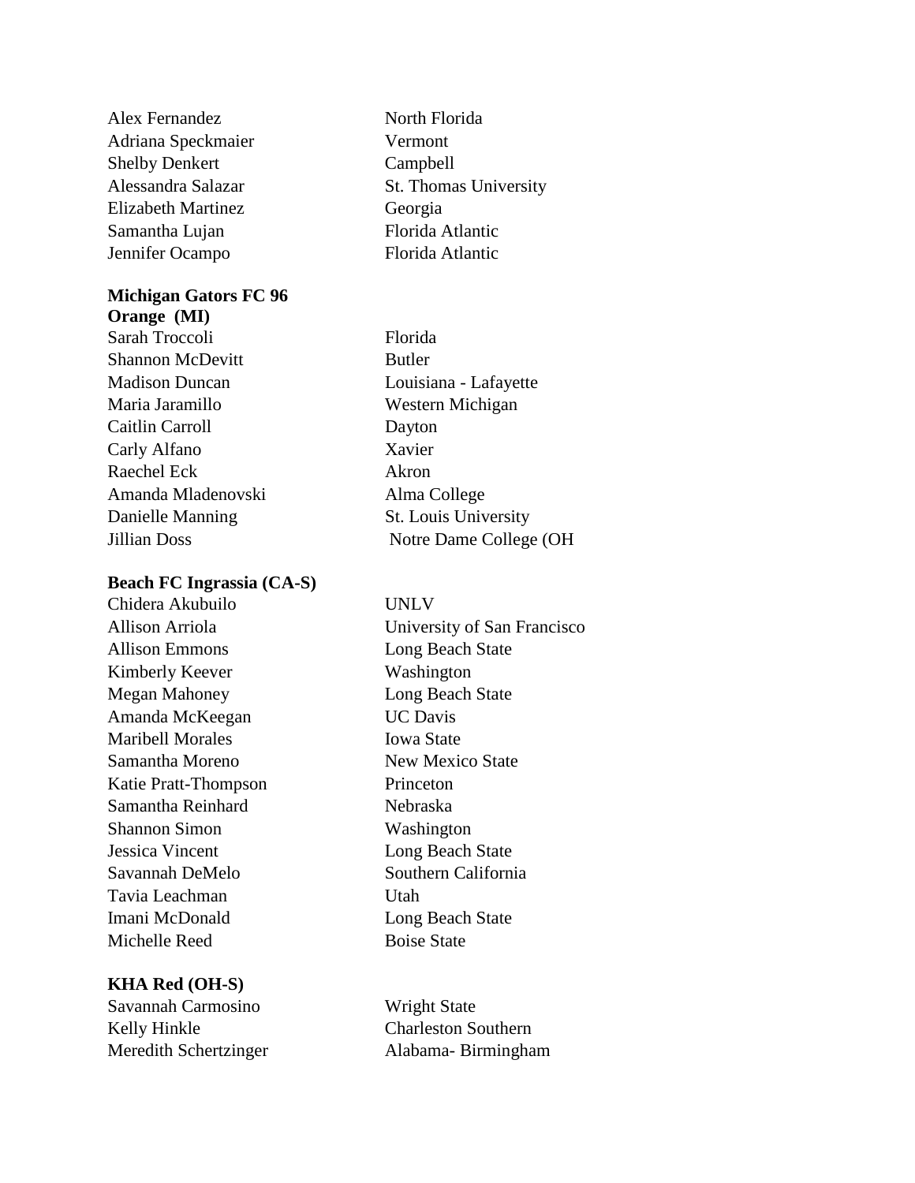| | |
|---|---|
| Alex Fernandez | North Florida |
| Adriana Speckmaier | Vermont |
| Shelby Denkert | Campbell |
| Alessandra Salazar | St. Thomas University |
| Elizabeth Martinez | Georgia |
| Samantha Lujan | Florida Atlantic |
| Jennifer Ocampo | Florida Atlantic |

**Michigan Gators FC 96 Orange (MI)**

| | |
|---|---|
| Sarah Troccoli | Florida |
| Shannon McDevitt | Butler |
| Madison Duncan | Louisiana - Lafayette |
| Maria Jaramillo | Western Michigan |
| Caitlin Carroll | Dayton |
| Carly Alfano | Xavier |
| Raechel Eck | Akron |
| Amanda Mladenovski | Alma College |
| Danielle Manning | St. Louis University |
| Jillian Doss | Notre Dame College (OH |

**Beach FC Ingrassia (CA-S)**

| | |
|---|---|
| Chidera Akubuilo | UNLV |
| Allison Arriola | University of San Francisco |
| Allison Emmons | Long Beach State |
| Kimberly Keever | Washington |
| Megan Mahoney | Long Beach State |
| Amanda McKeegan | UC Davis |
| Maribell Morales | Iowa State |
| Samantha Moreno | New Mexico State |
| Katie Pratt-Thompson | Princeton |
| Samantha Reinhard | Nebraska |
| Shannon Simon | Washington |
| Jessica Vincent | Long Beach State |
| Savannah DeMelo | Southern California |
| Tavia Leachman | Utah |
| Imani McDonald | Long Beach State |
| Michelle Reed | Boise State |

**KHA Red (OH-S)**

| | |
|---|---|
| Savannah Carmosino | Wright State |
| Kelly Hinkle | Charleston Southern |
| Meredith Schertzinger | Alabama- Birmingham |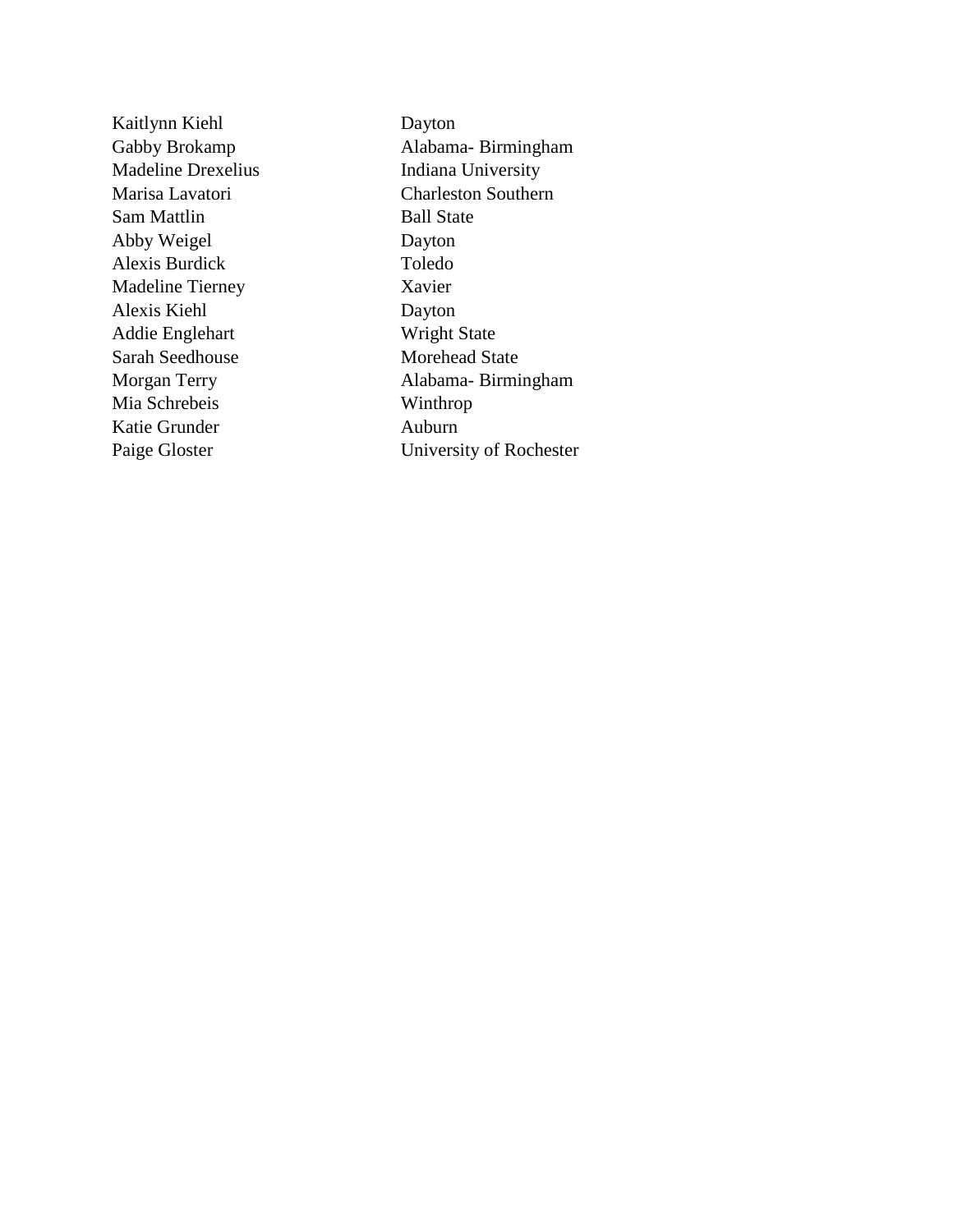| | |
|---|---|
| Kaitlynn Kiehl | Dayton |
| Gabby Brokamp | Alabama- Birmingham |
| Madeline Drexelius | Indiana University |
| Marisa Lavatori | Charleston Southern |
| Sam Mattlin | Ball State |
| Abby Weigel | Dayton |
| Alexis Burdick | Toledo |
| Madeline Tierney | Xavier |
| Alexis Kiehl | Dayton |
| Addie Englehart | Wright State |
| Sarah Seedhouse | Morehead State |
| Morgan Terry | Alabama- Birmingham |
| Mia Schrebeis | Winthrop |
| Katie Grunder | Auburn |
| Paige Gloster | University of Rochester |